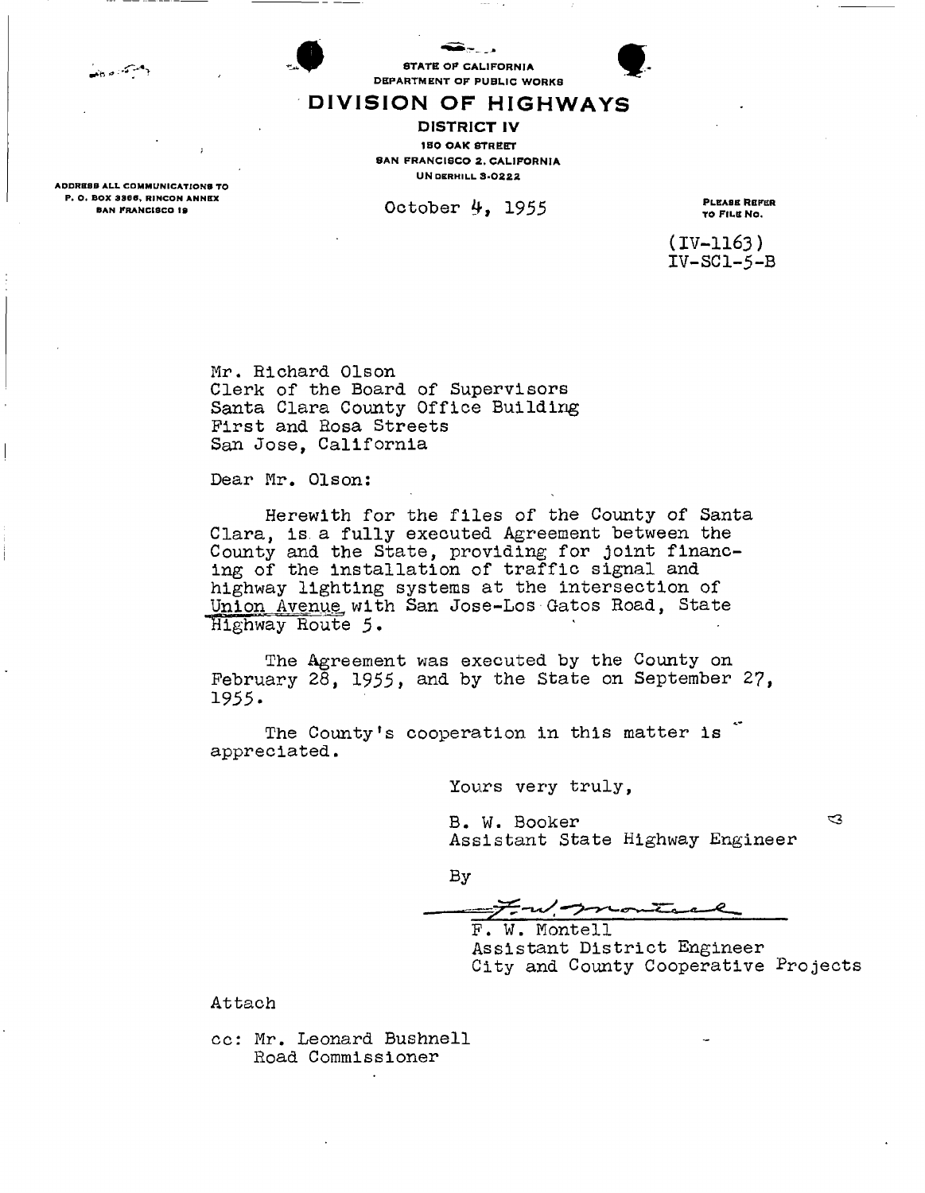STATE OF CALIFORNIA
DEPARTMENT OF PUBLIC WORKS

# DIVISION OF HIGHWAYS

**DISTRICT IV**
150 OAK STREET
SAN FRANCISCO 2, CALIFORNIA
UNDERHILL 3-0222

ADDRESS ALL COMMUNICATIONS TO
P. O. BOX 3366, RINCON ANNEX
SAN FRANCISCO 19

October 4, 1955

PLEASE REFER TO FILE NO.

(IV-1163)
IV-SCl-5-B

Mr. Richard Olson
Clerk of the Board of Supervisors
Santa Clara County Office Building
First and Rosa Streets
San Jose, California

Dear Mr. Olson:

Herewith for the files of the County of Santa Clara, is a fully executed Agreement between the County and the State, providing for joint financing of the installation of traffic signal and highway lighting systems at the intersection of Union Avenue with San Jose-Los Gatos Road, State Highway Route 5.

The Agreement was executed by the County on February 28, 1955, and by the State on September 27, 1955.

The County's cooperation in this matter is appreciated.

Yours very truly,

B. W. Booker
Assistant State Highway Engineer

By

F. W. Montell
Assistant District Engineer
City and County Cooperative Projects

Attach

cc: Mr. Leonard Bushnell
Road Commissioner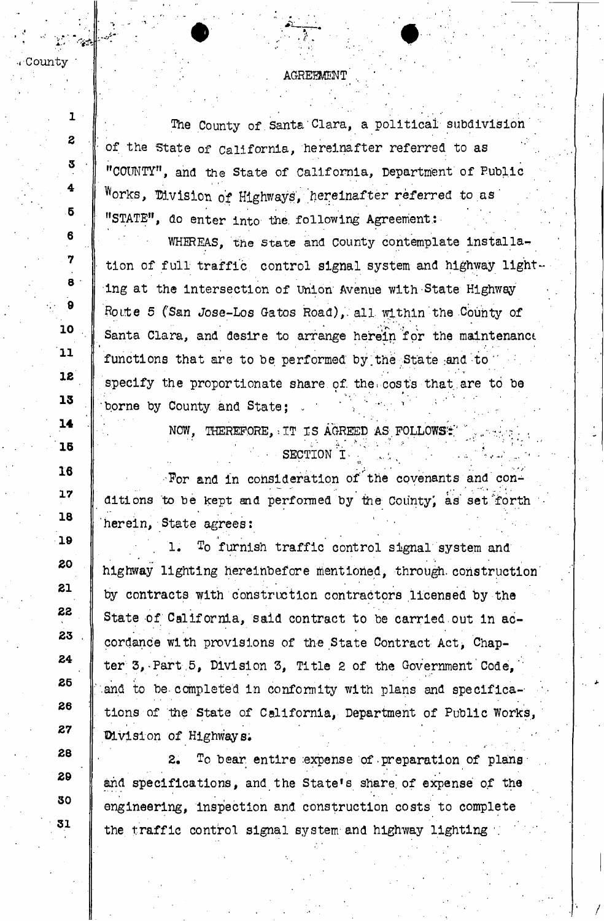# AGREEMENT

The County of Santa Clara, a political subdivision of the State of California, hereinafter referred to as "COUNTY", and the State of California, Department of Public Works, Division of Highways, hereinafter referred to as "STATE", do enter into the following Agreement:

WHEREAS, the State and County contemplate installation of full traffic control signal system and highway lighting at the intersection of Union Avenue with State Highway Route 5 (San Jose-Los Gatos Road), all within the County of Santa Clara, and desire to arrange herein for the maintenance functions that are to be performed by the State and to specify the proportionate share of the costs that are to be borne by County and State;

NOW, THEREFORE, IT IS AGREED AS FOLLOWS:

## SECTION I

For and in consideration of the covenants and conditions to be kept and performed by the County, as set forth herein, State agrees:

1. To furnish traffic control signal system and highway lighting hereinbefore mentioned, through construction by contracts with construction contractors licensed by the State of California, said contract to be carried out in accordance with provisions of the State Contract Act, Chapter 3, Part 5, Division 3, Title 2 of the Government Code, and to be completed in conformity with plans and specifications of the State of California, Department of Public Works, Division of Highways.

2. To bear entire expense of preparation of plans and specifications, and the State's share of expense of the engineering, inspection and construction costs to complete the traffic control signal system and highway lighting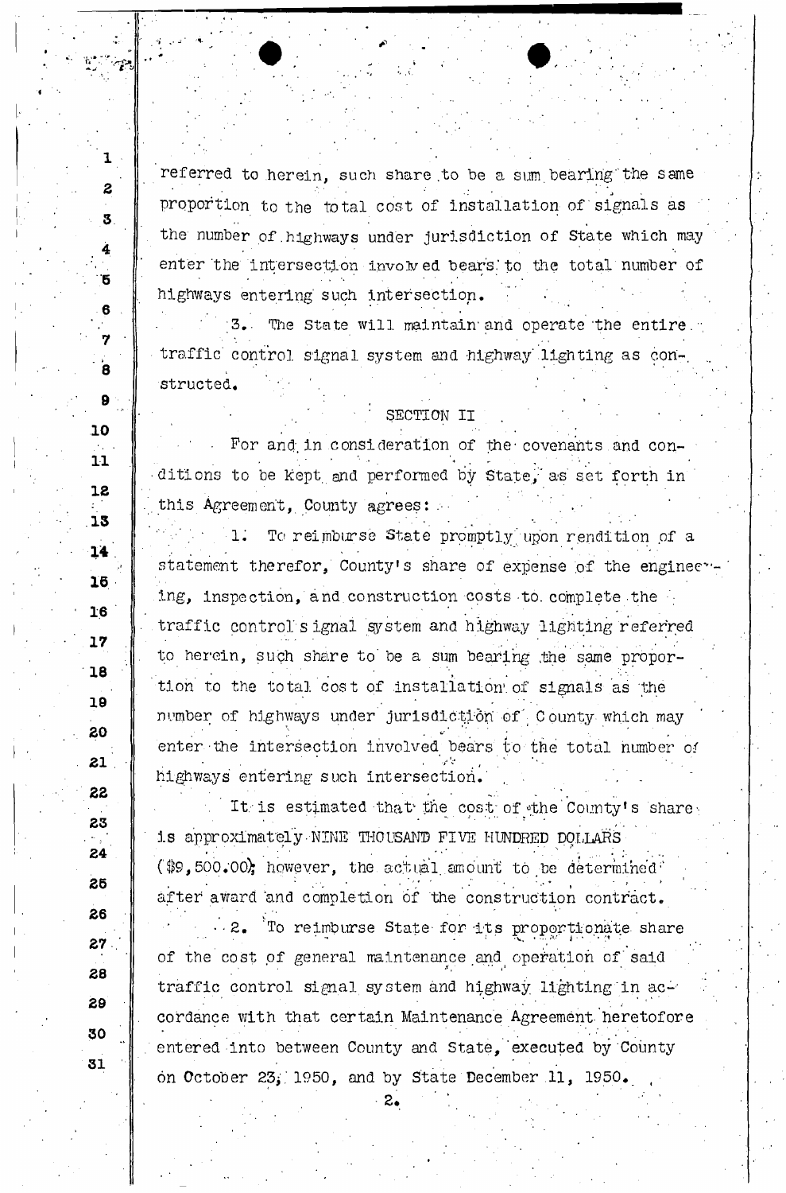referred to herein, such share to be a sum bearing the same proportion to the total cost of installation of signals as the number of highways under jurisdiction of State which may enter the intersection involved bears to the total number of highways entering such intersection.

3. The State will maintain and operate the entire traffic control signal system and highway lighting as constructed.

SECTION II

For and in consideration of the covenants and conditions to be kept and performed by State, as set forth in this Agreement, County agrees:

1. To reimburse State promptly upon rendition of a statement therefor, County's share of expense of the engineering, inspection, and construction costs to complete the traffic control signal system and highway lighting referred to herein, such share to be a sum bearing the same proportion to the total cost of installation of signals as the number of highways under jurisdiction of County which may enter the intersection involved bears to the total number of highways entering such intersection.

It is estimated that the cost of the County's share is approximately NINE THOUSAND FIVE HUNDRED DOLLARS ($9,500.00); however, the actual amount to be determined after award and completion of the construction contract.

2. To reimburse State for its proportionate share of the cost of general maintenance and operation of said traffic control signal system and highway lighting in accordance with that certain Maintenance Agreement heretofore entered into between County and State, executed by County on October 23, 1950, and by State December 11, 1950.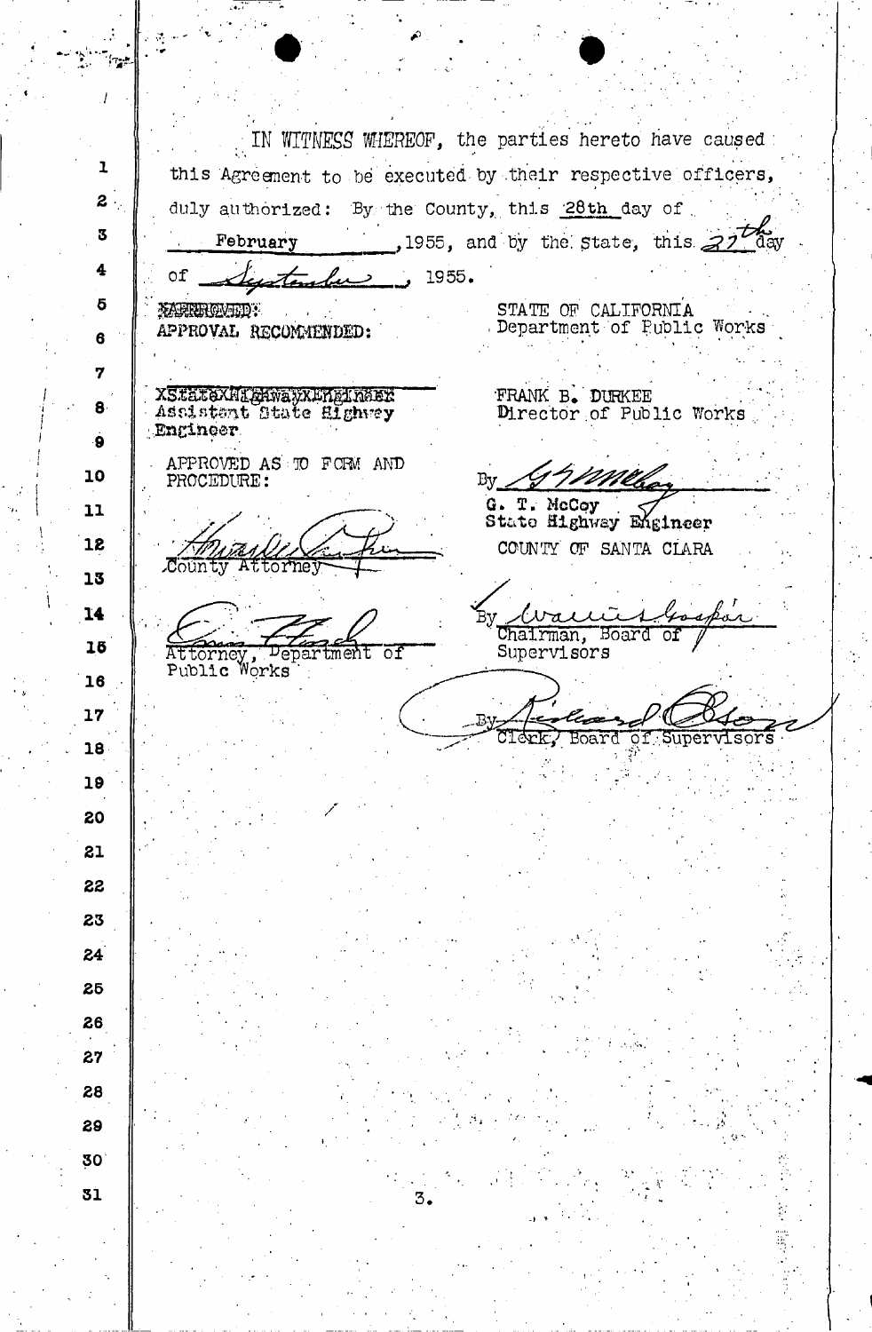IN WITNESS WHEREOF, the parties hereto have caused this Agreement to be executed by their respective officers, duly authorized: By the County, this 28th day of February, 1955, and by the State, this 27th day of September, 1955.

APPROVED:
APPROVAL RECOMMENDED:

XStateXHighwayXEngineer
Assistant State Highway Engineer

APPROVED AS TO FORM AND PROCEDURE:

County Attorney

Attorney, Department of Public Works

STATE OF CALIFORNIA
Department of Public Works

FRANK B. DURKEE
Director of Public Works

By G. T. McCoy
G. T. McCoy
State Highway Engineer

COUNTY OF SANTA CLARA

By
Chairman, Board of Supervisors

By
Clerk, Board of Supervisors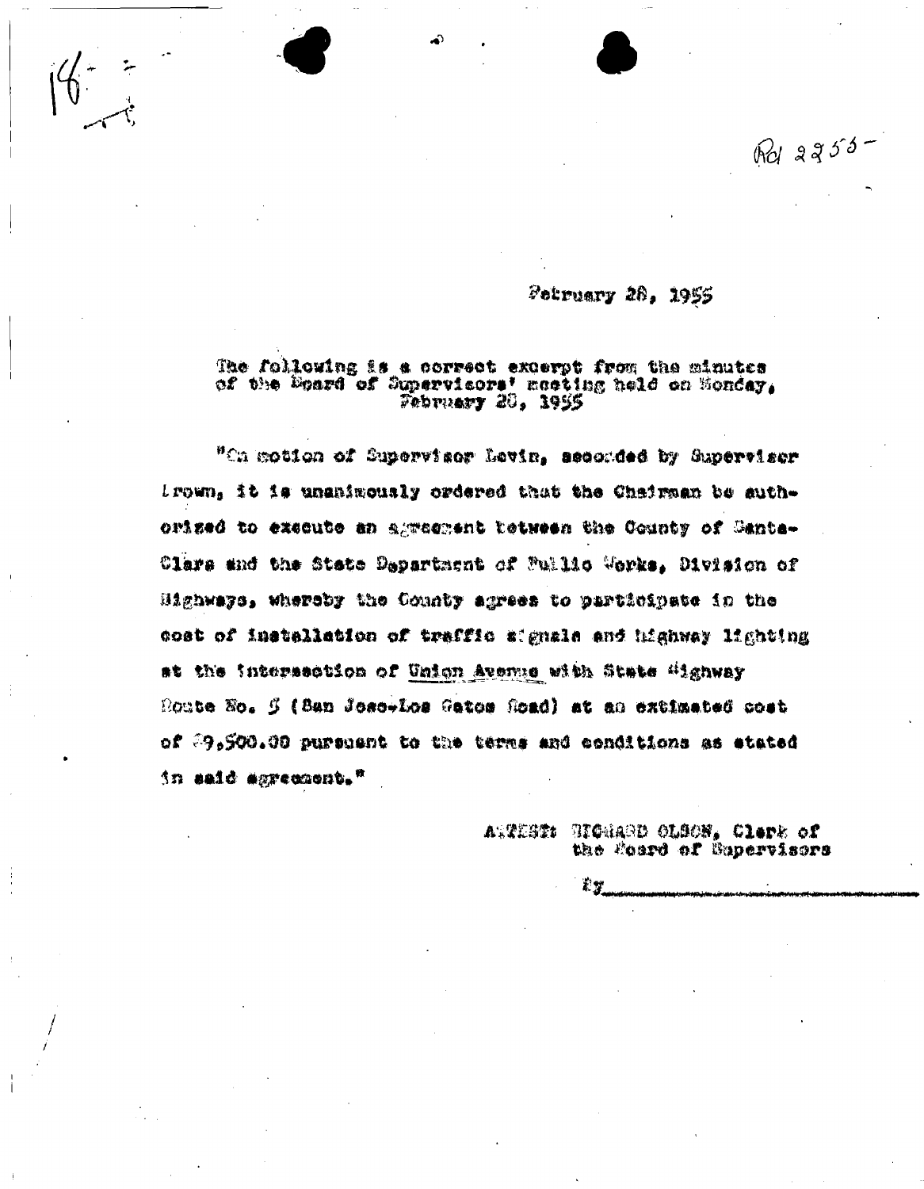Rd 2255-

February 28, 1955

The following is a correct excerpt from the minutes of the Board of Supervisors' meeting held on Monday, February 28, 1955

"On motion of Supervisor Levin, seconded by Supervisor Brown, it is unanimously ordered that the Chairman be authorized to execute an agreement between the County of Santa Clara and the State Department of Public Works, Division of Highways, whereby the County agrees to participate in the cost of installation of traffic signals and highway lighting at the intersection of Union Avenue with State Highway Route No. 5 (San Jose-Los Gatos Road) at an estimated cost of $9,500.00 pursuant to the terms and conditions as stated in said agreement."

ATTEST: RICHARD OLSON, Clerk of the Board of Supervisors

By\_\_\_\_\_\_\_\_\_\_\_\_\_\_\_\_\_\_\_\_\_\_\_\_\_\_\_\_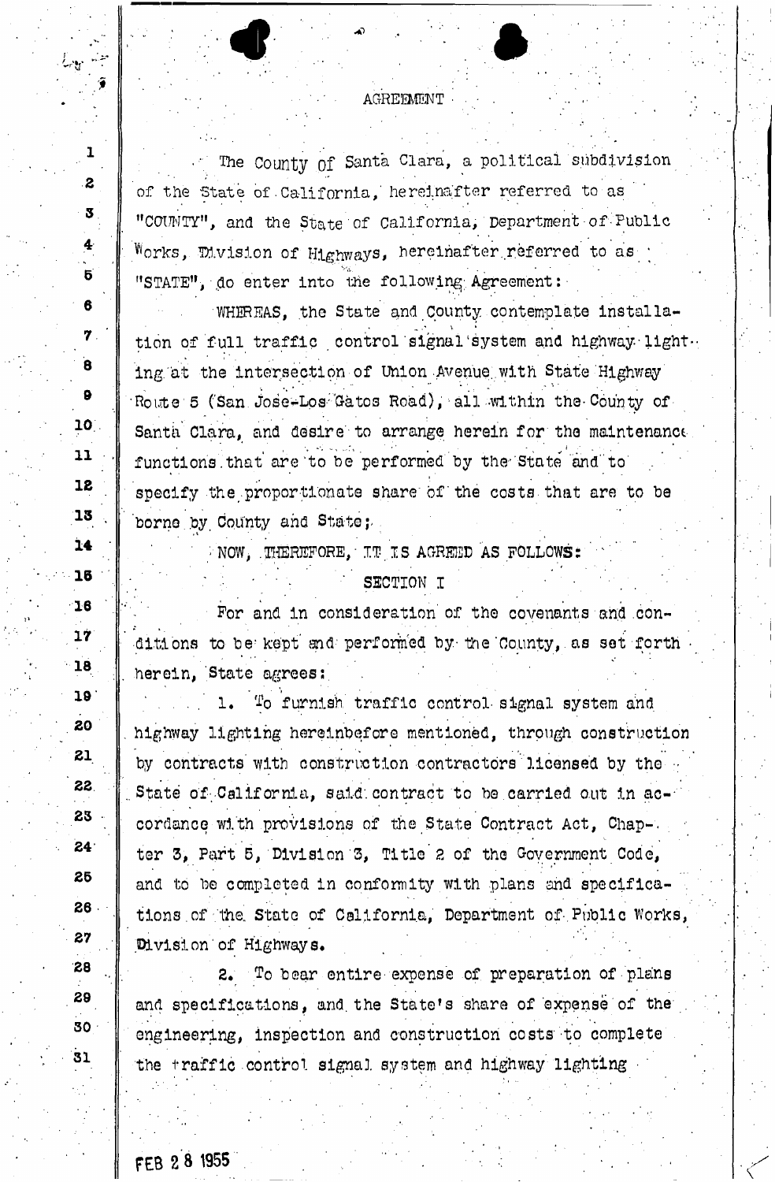# AGREEMENT

The County of Santa Clara, a political subdivision of the State of California, hereinafter referred to as "COUNTY", and the State of California, Department of Public Works, Division of Highways, hereinafter referred to as "STATE", do enter into the following Agreement:

WHEREAS, the State and County contemplate installation of full traffic control signal system and highway lighting at the intersection of Union Avenue with State Highway Route 5 (San Jose-Los Gatos Road), all within the County of Santa Clara, and desire to arrange herein for the maintenance functions that are to be performed by the State and to specify the proportionate share of the costs that are to be borne by County and State;

NOW, THEREFORE, IT IS AGREED AS FOLLOWS:

## SECTION I

For and in consideration of the covenants and conditions to be kept and performed by the County, as set forth herein, State agrees:

1. To furnish traffic control signal system and highway lighting hereinbefore mentioned, through construction by contracts with construction contractors licensed by the State of California, said contract to be carried out in accordance with provisions of the State Contract Act, Chapter 3, Part 5, Division 3, Title 2 of the Government Code, and to be completed in conformity with plans and specifications of the State of California, Department of Public Works, Division of Highways.

2. To bear entire expense of preparation of plans and specifications, and the State's share of expense of the engineering, inspection and construction costs to complete the traffic control signal system and highway lighting

FEB 28 1955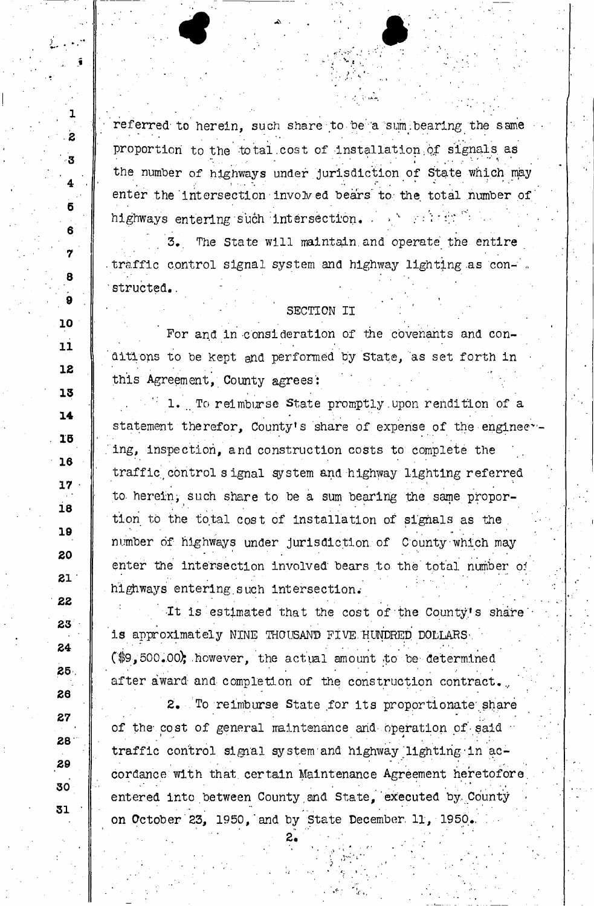referred to herein, such share to be a sum bearing the same proportion to the total cost of installation of signals as the number of highways under jurisdiction of State which may enter the intersection involved bears to the total number of highways entering such intersection.

3. The State will maintain and operate the entire traffic control signal system and highway lighting as constructed.

SECTION II

For and in consideration of the covenants and conditions to be kept and performed by State, as set forth in this Agreement, County agrees:

1. To reimburse State promptly upon rendition of a statement therefor, County's share of expense of the engineering, inspection, and construction costs to complete the traffic control signal system and highway lighting referred to herein, such share to be a sum bearing the same proportion to the total cost of installation of signals as the number of highways under jurisdiction of County which may enter the intersection involved bears to the total number of highways entering such intersection.

It is estimated that the cost of the County's share is approximately NINE THOUSAND FIVE HUNDRED DOLLARS ($9,500.00); however, the actual amount to be determined after award and completion of the construction contract.

2. To reimburse State for its proportionate share of the cost of general maintenance and operation of said traffic control signal system and highway lighting in accordance with that certain Maintenance Agreement heretofore entered into between County and State, executed by County on October 23, 1950, and by State December 11, 1950.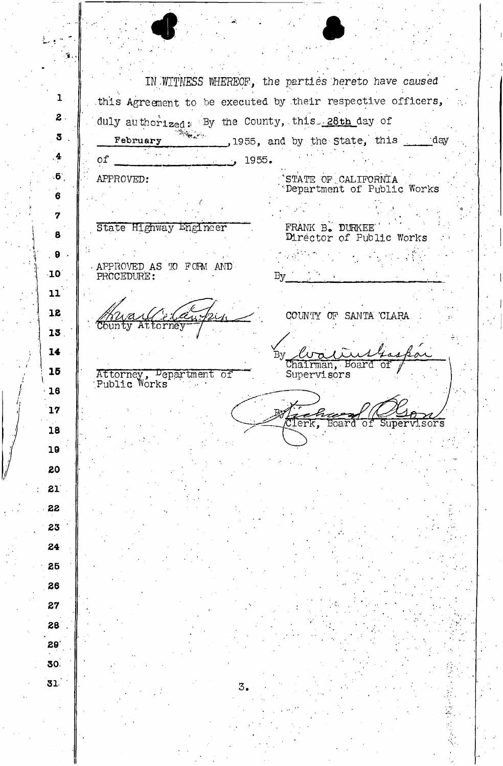IN WITNESS WHEREOF, the parties hereto have caused this Agreement to be executed by their respective officers, duly authorized: By the County, this 28th day of February, 1955, and by the State, this ____ day of ____________, 1955.

APPROVED:

_______________________
State Highway Engineer

APPROVED AS TO FORM AND PROCEDURE:

_______________________
County Attorney

_______________________
Attorney, Department of Public Works

STATE OF CALIFORNIA
Department of Public Works

FRANK B. DURKEE
Director of Public Works

By_______________________

COUNTY OF SANTA CLARA

By_______________________
Chairman, Board of Supervisors

By_______________________
Clerk, Board of Supervisors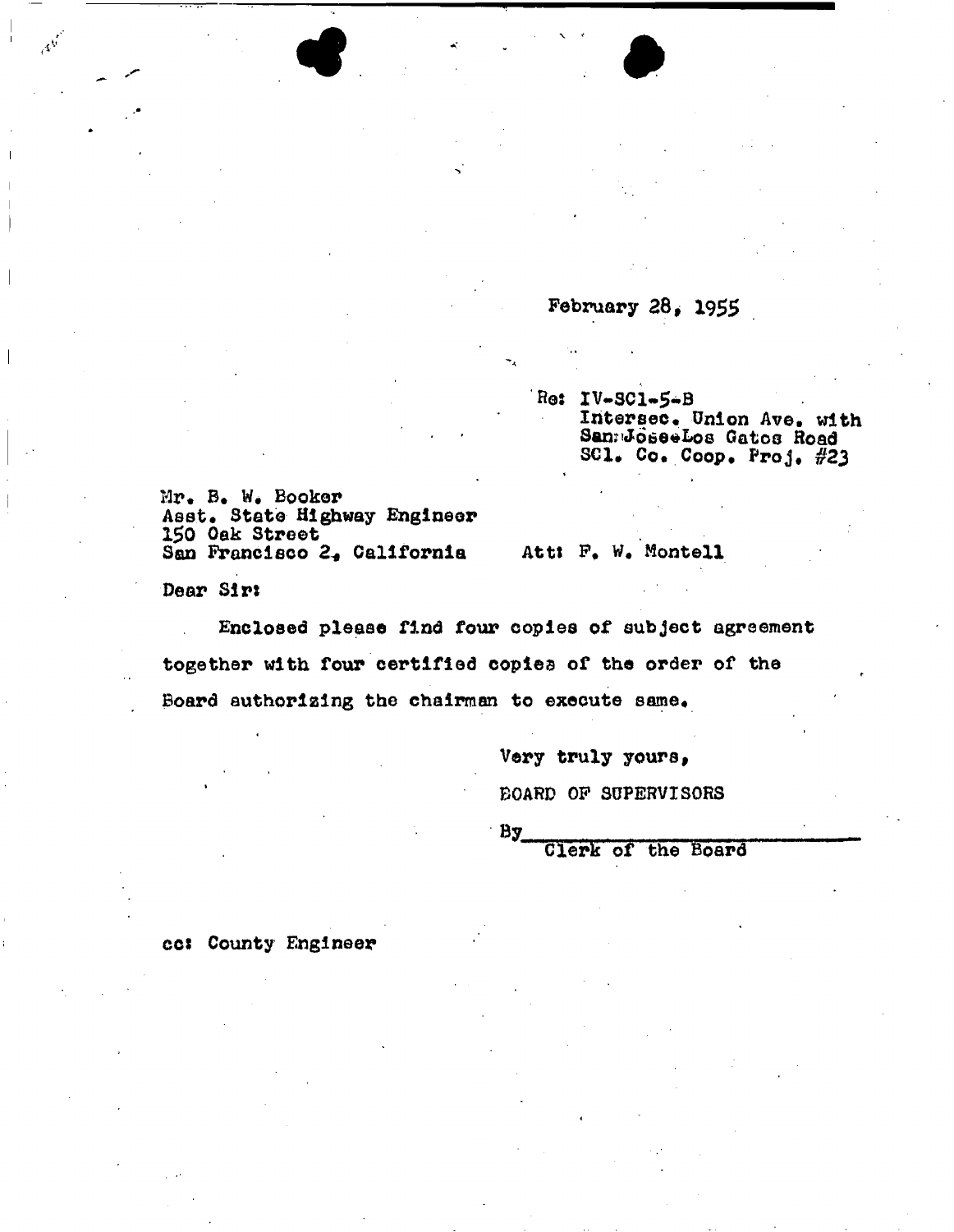February 28, 1955

Re: IV-SCl-5-B
Intersec. Union Ave. with
San Jose-Los Gatos Road
SCl. Co. Coop. Proj. #23

Mr. B. W. Booker
Asst. State Highway Engineer
150 Oak Street
San Francisco 2, California

Att: F. W. Montell

Dear Sir:

Enclosed please find four copies of subject agreement together with four certified copies of the order of the Board authorizing the chairman to execute same.

Very truly yours,

BOARD OF SUPERVISORS

By_______________________
Clerk of the Board

cc: County Engineer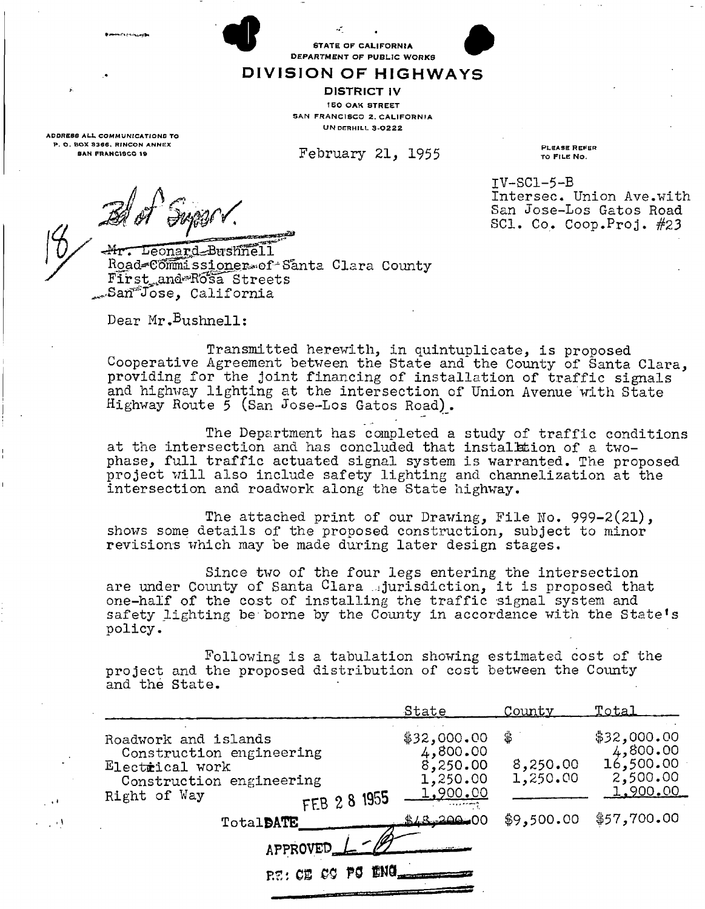STATE OF CALIFORNIA
DEPARTMENT OF PUBLIC WORKS

# DIVISION OF HIGHWAYS

**DISTRICT IV**

150 OAK STREET
SAN FRANCISCO 2, CALIFORNIA
UNDERHILL 3-0222

ADDRESS ALL COMMUNICATIONS TO
P. O. BOX 3366, RINCON ANNEX
SAN FRANCISCO 19

February 21, 1955

PLEASE REFER
TO FILE NO.

IV-SCl-5-B
Intersec. Union Ave.with
San Jose-Los Gatos Road
SCl. Co. Coop.Proj. #23

Bd of Superv.

18/

Mr. Leonard Bushnell
Road Commissioner of Santa Clara County
First and Rosa Streets
San Jose, California

Dear Mr.Bushnell:

Transmitted herewith, in quintuplicate, is proposed Cooperative Agreement between the State and the County of Santa Clara, providing for the joint financing of installation of traffic signals and highway lighting at the intersection of Union Avenue with State Highway Route 5 (San Jose-Los Gatos Road).

The Department has completed a study of traffic conditions at the intersection and has concluded that installation of a two-phase, full traffic actuated signal system is warranted. The proposed project will also include safety lighting and channelization at the intersection and roadwork along the State highway.

The attached print of our Drawing, File No. 999-2(21), shows some details of the proposed construction, subject to minor revisions which may be made during later design stages.

Since two of the four legs entering the intersection are under County of Santa Clara jurisdiction, it is proposed that one-half of the cost of installing the traffic signal system and safety lighting be borne by the County in accordance with the State's policy.

Following is a tabulation showing estimated cost of the project and the proposed distribution of cost between the County and the State.

| | State | County | Total |
|---|---|---|---|
| Roadwork and islands | $32,000.00 | $ | $32,000.00 |
| Construction engineering | 4,800.00 | | 4,800.00 |
| Electrical work | 8,250.00 | 8,250.00 | 16,500.00 |
| Construction engineering | 1,250.00 | 1,250.00 | 2,500.00 |
| Right of Way | 1,900.00 | | 1,900.00 |
| Total | $48,200.00 | $9,500.00 | $57,700.00 |

DATE FEB 28 1955

APPROVED L-B

RE: CE CO PO ENG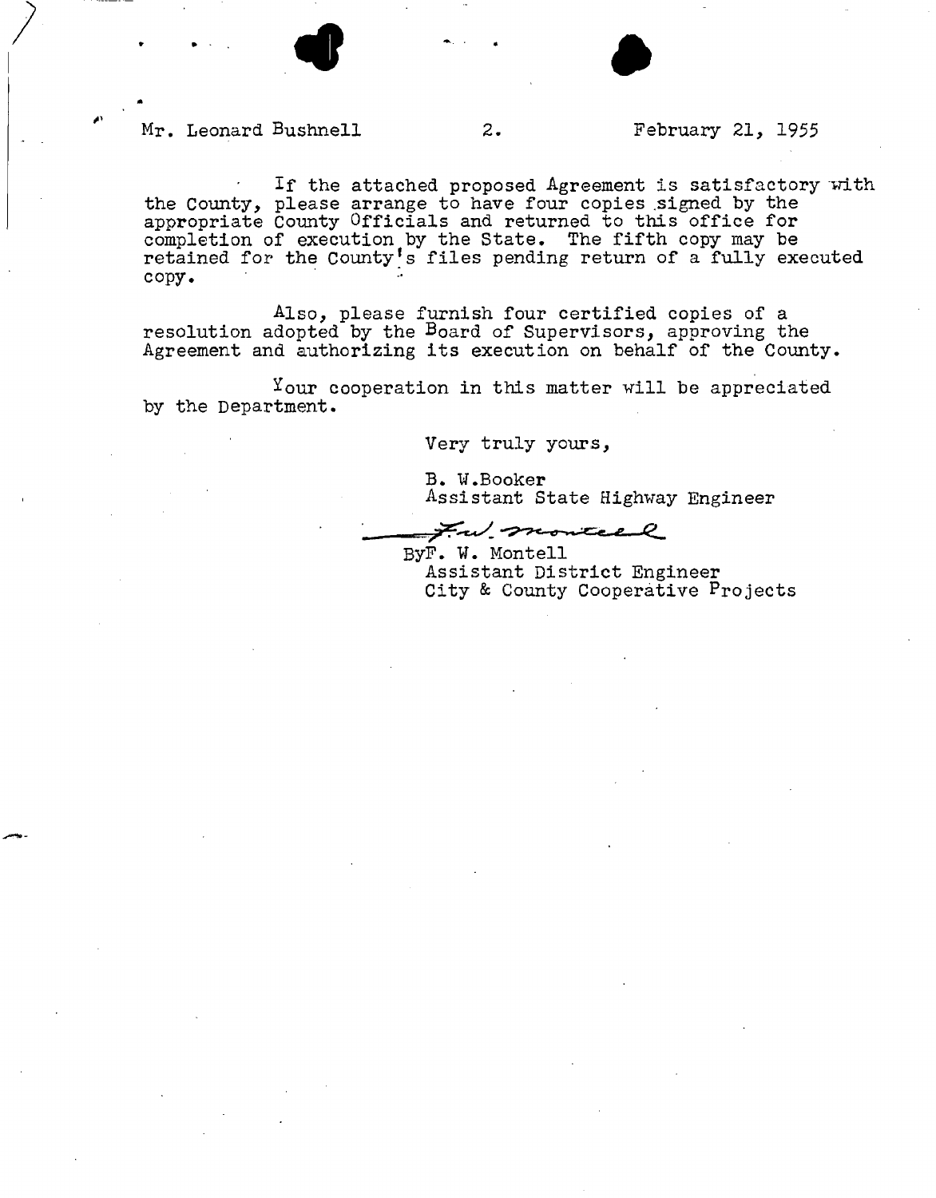Mr. Leonard Bushnell 2. February 21, 1955

If the attached proposed Agreement is satisfactory with the County, please arrange to have four copies signed by the appropriate County Officials and returned to this office for completion of execution by the State. The fifth copy may be retained for the County's files pending return of a fully executed copy.

Also, please furnish four certified copies of a resolution adopted by the Board of Supervisors, approving the Agreement and authorizing its execution on behalf of the County.

Your cooperation in this matter will be appreciated by the Department.

Very truly yours,

B. W.Booker
Assistant State Highway Engineer

F. W. Montell

ByF. W. Montell
Assistant District Engineer
City & County Cooperative Projects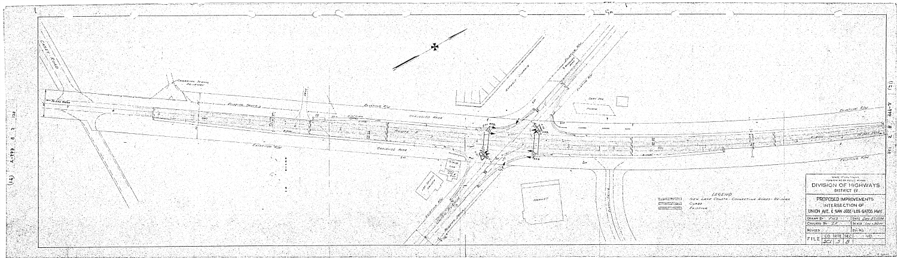STATE OF CALIFORNIA
DEPARTMENT OF PUBLIC WORKS

DIVISION OF HIGHWAYS
DISTRICT IV

PROPOSED IMPROVEMENTS
INTERSECTION OF
UNION AVE. & SAN JOSE-LOS GATOS HWY.

DRAWN BY: FHS
DATE: Dec 27, 1956
CHECKED BY: I.F.
SCALE: 1 in = 50 ft
REVISED
BY: NO.

FILE | CO. | RTE. | SEC. | NO.
--- | --- | --- | --- | ---
 | SCl | 5 | B |

LEGEND
New Lane Course - Connecting Roads - Re-Work
Curbs
Existing

Camden Avenue
Market
Route 5
Union Ave.
Existing R/W
Commercial Service Driveway
Service Station
Pumps

IV-SCl-5-B